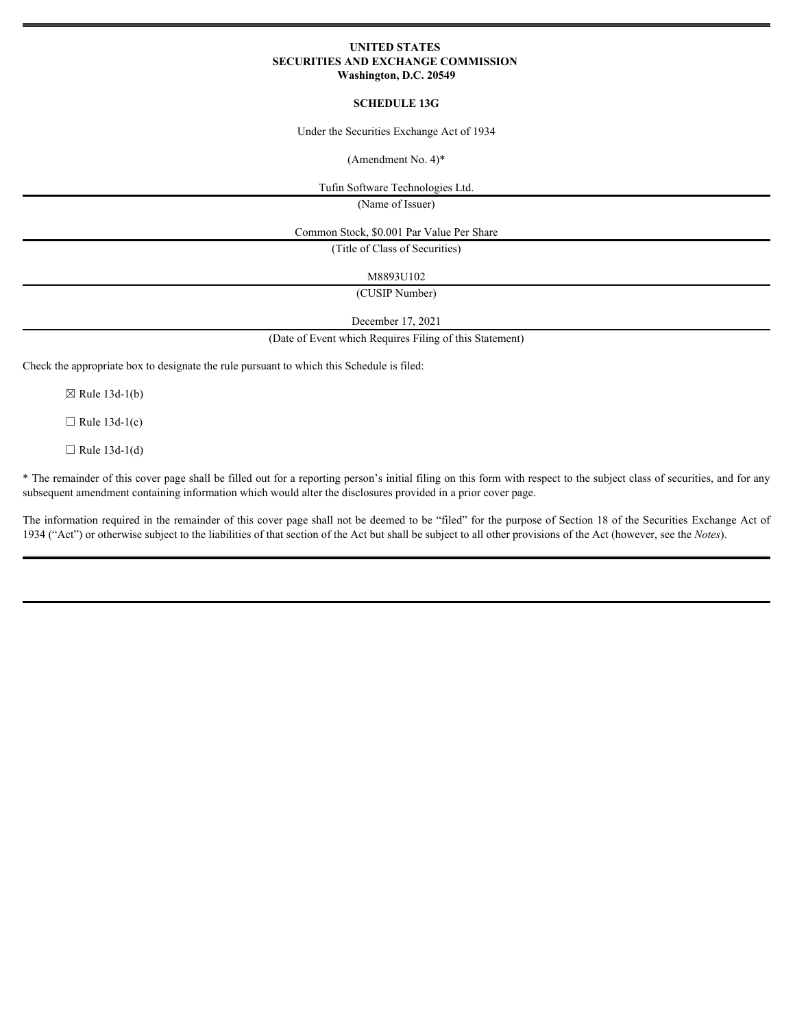**UNITED STATES**
**SECURITIES AND EXCHANGE COMMISSION**
**Washington, D.C. 20549**

**SCHEDULE 13G**

Under the Securities Exchange Act of 1934

(Amendment No. 4)*

Tufin Software Technologies Ltd.

(Name of Issuer)

Common Stock, $0.001 Par Value Per Share

(Title of Class of Securities)

M8893U102

(CUSIP Number)

December 17, 2021

(Date of Event which Requires Filing of this Statement)

Check the appropriate box to designate the rule pursuant to which this Schedule is filed:

☒ Rule 13d-1(b)

☐ Rule 13d-1(c)

☐ Rule 13d-1(d)

* The remainder of this cover page shall be filled out for a reporting person's initial filing on this form with respect to the subject class of securities, and for any subsequent amendment containing information which would alter the disclosures provided in a prior cover page.

The information required in the remainder of this cover page shall not be deemed to be "filed" for the purpose of Section 18 of the Securities Exchange Act of 1934 ("Act") or otherwise subject to the liabilities of that section of the Act but shall be subject to all other provisions of the Act (however, see the *Notes*).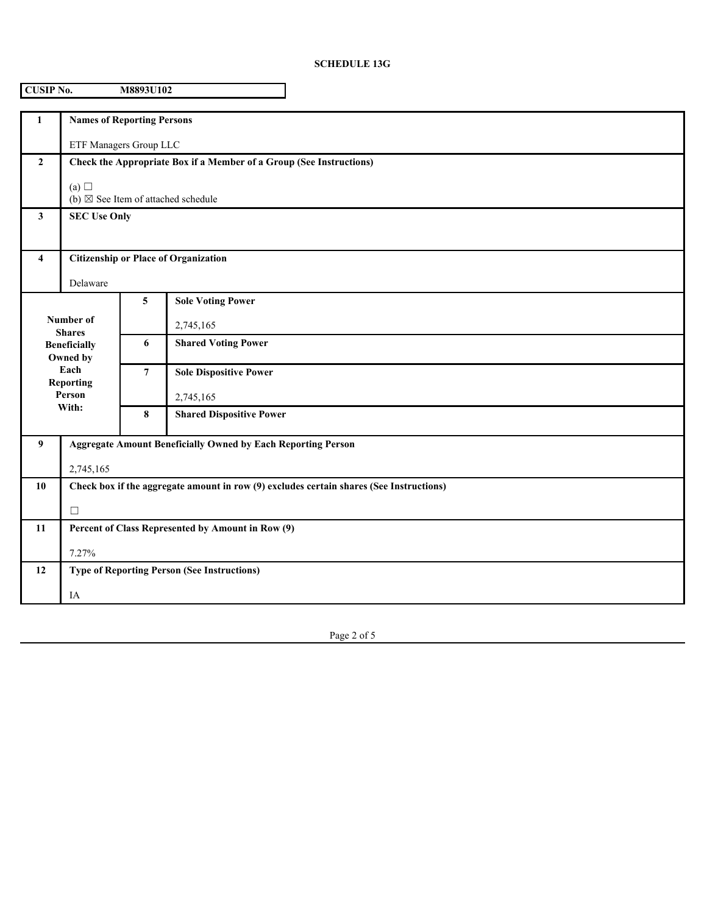**SCHEDULE 13G**

| CUSIP No. | M8893U102 |
|---|---|

| | | | |
|---|---|---|---|
| **1** | **Names of Reporting Persons**<br><br>ETF Managers Group LLC | | |
| **2** | **Check the Appropriate Box if a Member of a Group (See Instructions)**<br><br>(a) ☐<br>(b) ☒ See Item of attached schedule | | |
| **3** | **SEC Use Only** | | |
| **4** | **Citizenship or Place of Organization**<br><br>Delaware | | |
| **Number of Shares Beneficially Owned by Each Reporting Person With:** | | **5** | **Sole Voting Power**<br><br>2,745,165 |
| | | **6** | **Shared Voting Power** |
| | | **7** | **Sole Dispositive Power**<br><br>2,745,165 |
| | | **8** | **Shared Dispositive Power** |
| **9** | **Aggregate Amount Beneficially Owned by Each Reporting Person**<br><br>2,745,165 | | |
| **10** | **Check box if the aggregate amount in row (9) excludes certain shares (See Instructions)**<br><br>☐ | | |
| **11** | **Percent of Class Represented by Amount in Row (9)**<br><br>7.27% | | |
| **12** | **Type of Reporting Person (See Instructions)**<br><br>IA | | |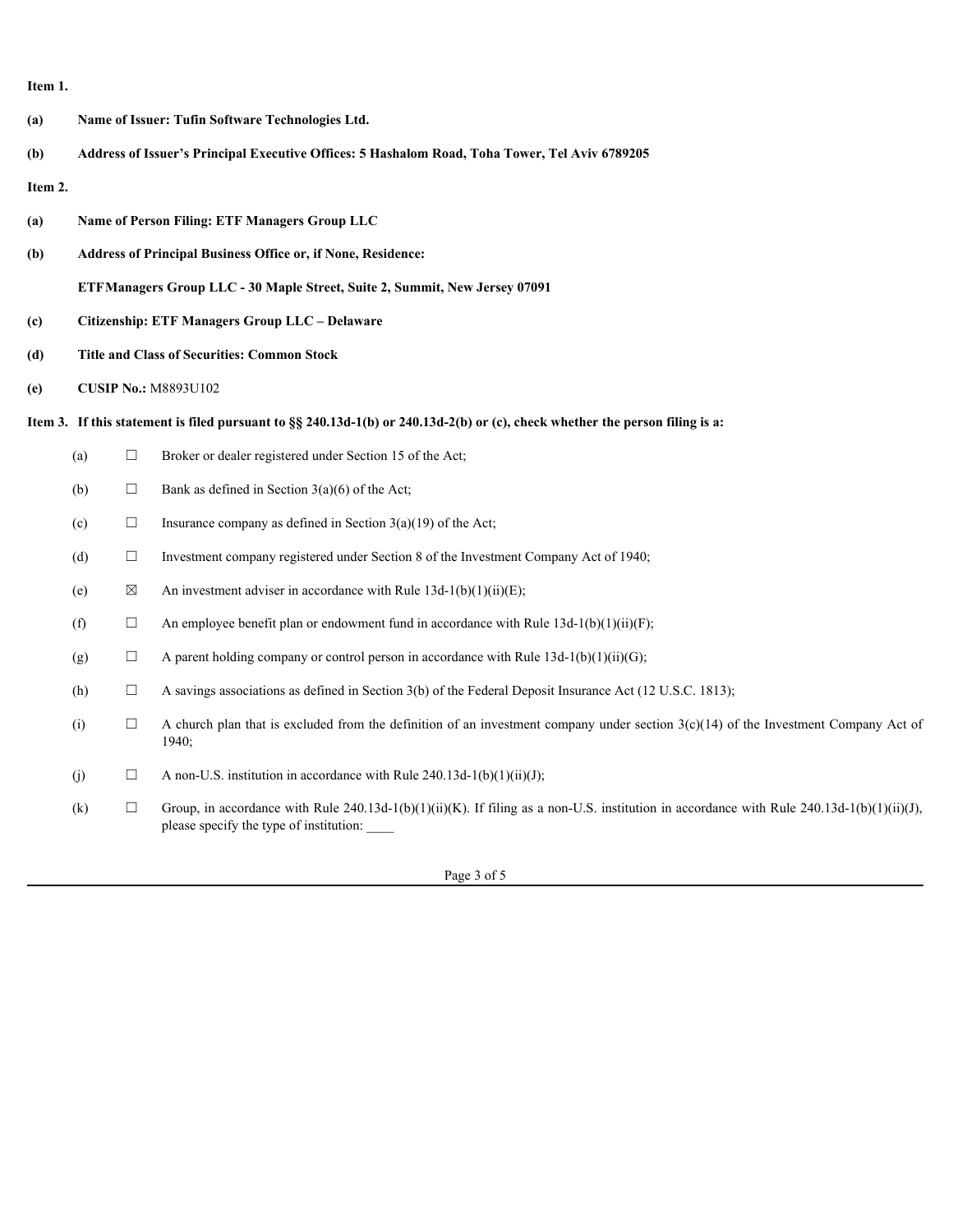**Item 1.**

**(a)** **Name of Issuer: Tufin Software Technologies Ltd.**

**(b)** **Address of Issuer's Principal Executive Offices: 5 Hashalom Road, Toha Tower, Tel Aviv 6789205**

**Item 2.**

**(a)** **Name of Person Filing: ETF Managers Group LLC**

**(b)** **Address of Principal Business Office or, if None, Residence:**

**ETFManagers Group LLC - 30 Maple Street, Suite 2, Summit, New Jersey 07091**

**(c)** **Citizenship: ETF Managers Group LLC – Delaware**

**(d)** **Title and Class of Securities: Common Stock**

**(e)** **CUSIP No.:** M8893U102

**Item 3. If this statement is filed pursuant to §§ 240.13d-1(b) or 240.13d-2(b) or (c), check whether the person filing is a:**

(a) ☐ Broker or dealer registered under Section 15 of the Act;

(b) ☐ Bank as defined in Section 3(a)(6) of the Act;

(c) ☐ Insurance company as defined in Section 3(a)(19) of the Act;

(d) ☐ Investment company registered under Section 8 of the Investment Company Act of 1940;

(e) ☒ An investment adviser in accordance with Rule 13d-1(b)(1)(ii)(E);

(f) ☐ An employee benefit plan or endowment fund in accordance with Rule 13d-1(b)(1)(ii)(F);

(g) ☐ A parent holding company or control person in accordance with Rule 13d-1(b)(1)(ii)(G);

(h) ☐ A savings associations as defined in Section 3(b) of the Federal Deposit Insurance Act (12 U.S.C. 1813);

(i) ☐ A church plan that is excluded from the definition of an investment company under section 3(c)(14) of the Investment Company Act of 1940;

(j) ☐ A non-U.S. institution in accordance with Rule 240.13d-1(b)(1)(ii)(J);

(k) ☐ Group, in accordance with Rule 240.13d-1(b)(1)(ii)(K). If filing as a non-U.S. institution in accordance with Rule 240.13d-1(b)(1)(ii)(J), please specify the type of institution: ____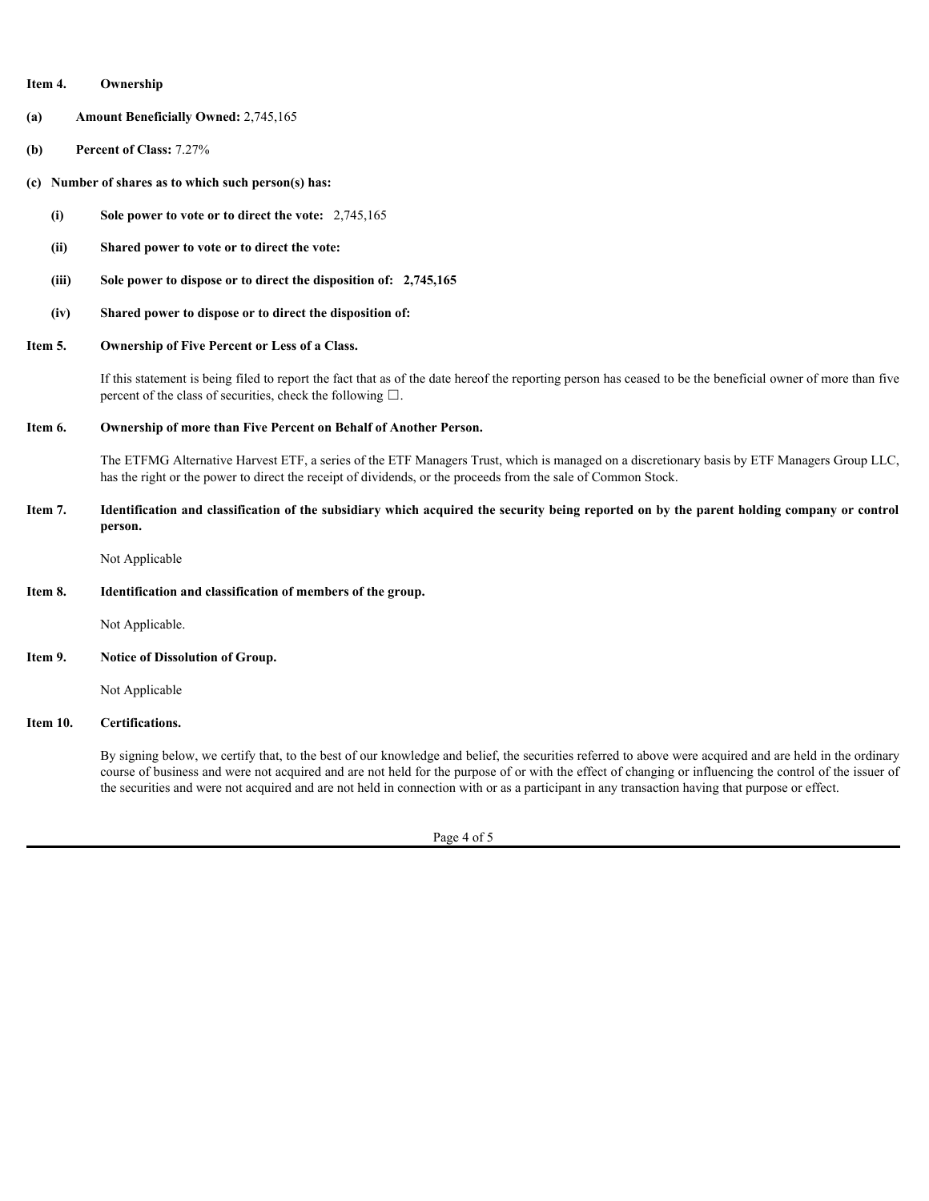**Item 4. Ownership**

**(a) Amount Beneficially Owned:** 2,745,165

**(b) Percent of Class:** 7.27%

**(c) Number of shares as to which such person(s) has:**

- **(i) Sole power to vote or to direct the vote:** 2,745,165
- **(ii) Shared power to vote or to direct the vote:**
- **(iii) Sole power to dispose or to direct the disposition of: 2,745,165**
- **(iv) Shared power to dispose or to direct the disposition of:**

**Item 5. Ownership of Five Percent or Less of a Class.**

If this statement is being filed to report the fact that as of the date hereof the reporting person has ceased to be the beneficial owner of more than five percent of the class of securities, check the following ☐.

**Item 6. Ownership of more than Five Percent on Behalf of Another Person.**

The ETFMG Alternative Harvest ETF, a series of the ETF Managers Trust, which is managed on a discretionary basis by ETF Managers Group LLC, has the right or the power to direct the receipt of dividends, or the proceeds from the sale of Common Stock.

**Item 7. Identification and classification of the subsidiary which acquired the security being reported on by the parent holding company or control person.**

Not Applicable

**Item 8. Identification and classification of members of the group.**

Not Applicable.

**Item 9. Notice of Dissolution of Group.**

Not Applicable

**Item 10. Certifications.**

By signing below, we certify that, to the best of our knowledge and belief, the securities referred to above were acquired and are held in the ordinary course of business and were not acquired and are not held for the purpose of or with the effect of changing or influencing the control of the issuer of the securities and were not acquired and are not held in connection with or as a participant in any transaction having that purpose or effect.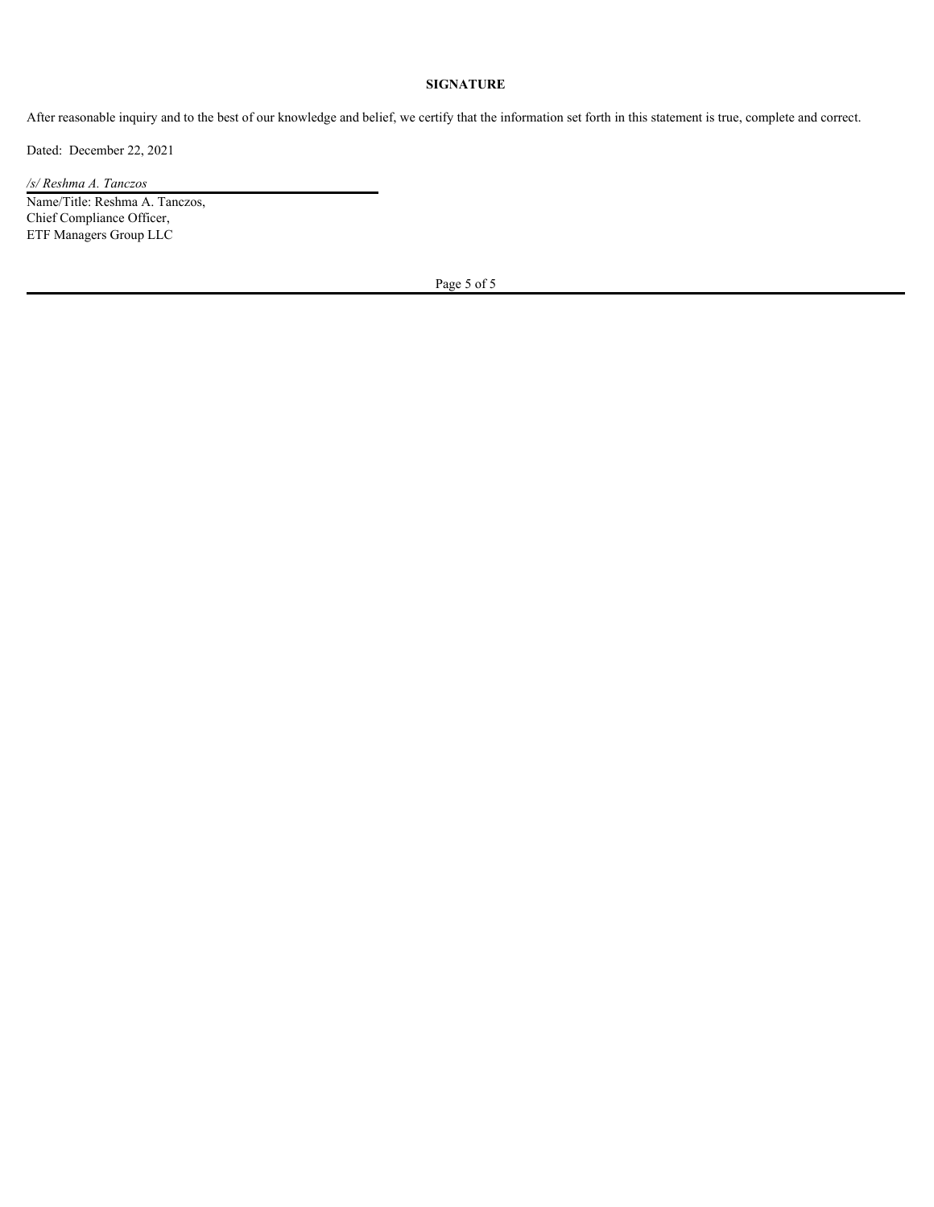**SIGNATURE**

After reasonable inquiry and to the best of our knowledge and belief, we certify that the information set forth in this statement is true, complete and correct.

Dated: December 22, 2021

*/s/ Reshma A. Tanczos*

Name/Title: Reshma A. Tanczos,
Chief Compliance Officer,
ETF Managers Group LLC